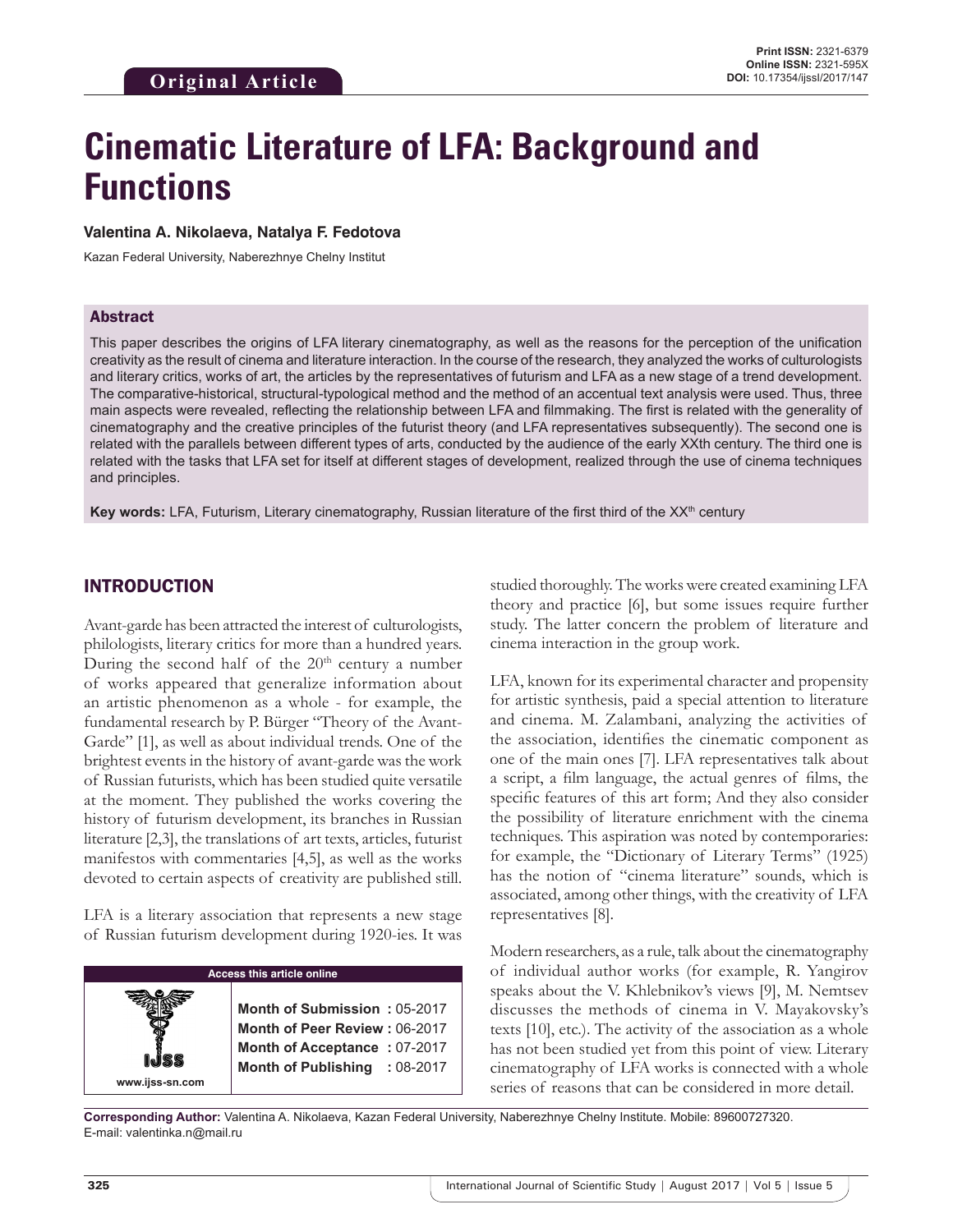Original Article

**Print ISSN:** 2321-6379
**Online ISSN:** 2321-595X
**DOI:** 10.17354/ijssI/2017/147

# Cinematic Literature of LFA: Background and Functions

**Valentina A. Nikolaeva, Natalya F. Fedotova**

Kazan Federal University, Naberezhnye Chelny Institut

## Abstract

This paper describes the origins of LFA literary cinematography, as well as the reasons for the perception of the unification creativity as the result of cinema and literature interaction. In the course of the research, they analyzed the works of culturologists and literary critics, works of art, the articles by the representatives of futurism and LFA as a new stage of a trend development. The comparative-historical, structural-typological method and the method of an accentual text analysis were used. Thus, three main aspects were revealed, reflecting the relationship between LFA and filmmaking. The first is related with the generality of cinematography and the creative principles of the futurist theory (and LFA representatives subsequently). The second one is related with the parallels between different types of arts, conducted by the audience of the early XXth century. The third one is related with the tasks that LFA set for itself at different stages of development, realized through the use of cinema techniques and principles.

**Key words:** LFA, Futurism, Literary cinematography, Russian literature of the first third of the XX[th] century

## INTRODUCTION

Avant-garde has been attracted the interest of culturologists, philologists, literary critics for more than a hundred years. During the second half of the 20[th] century a number of works appeared that generalize information about an artistic phenomenon as a whole - for example, the fundamental research by P. Bürger "Theory of the Avant-Garde" [1], as well as about individual trends. One of the brightest events in the history of avant-garde was the work of Russian futurists, which has been studied quite versatile at the moment. They published the works covering the history of futurism development, its branches in Russian literature [2,3], the translations of art texts, articles, futurist manifestos with commentaries [4,5], as well as the works devoted to certain aspects of creativity are published still.

LFA is a literary association that represents a new stage of Russian futurism development during 1920-ies. It was studied thoroughly. The works were created examining LFA theory and practice [6], but some issues require further study. The latter concern the problem of literature and cinema interaction in the group work.

LFA, known for its experimental character and propensity for artistic synthesis, paid a special attention to literature and cinema. M. Zalambani, analyzing the activities of the association, identifies the cinematic component as one of the main ones [7]. LFA representatives talk about a script, a film language, the actual genres of films, the specific features of this art form; And they also consider the possibility of literature enrichment with the cinema techniques. This aspiration was noted by contemporaries: for example, the "Dictionary of Literary Terms" (1925) has the notion of "cinema literature" sounds, which is associated, among other things, with the creativity of LFA representatives [8].

Modern researchers, as a rule, talk about the cinematography of individual author works (for example, R. Yangirov speaks about the V. Khlebnikov's views [9], M. Nemtsev discusses the methods of cinema in V. Mayakovsky's texts [10], etc.). The activity of the association as a whole has not been studied yet from this point of view. Literary cinematography of LFA works is connected with a whole series of reasons that can be considered in more detail.

| Access this article online | |
|---|---|
| www.ijss-sn.com | **Month of Submission :** 05-2017<br>**Month of Peer Review :** 06-2017<br>**Month of Acceptance :** 07-2017<br>**Month of Publishing :** 08-2017 |

**Corresponding Author:** Valentina A. Nikolaeva, Kazan Federal University, Naberezhnye Chelny Institute. Mobile: 89600727320. E-mail: valentinka.n@mail.ru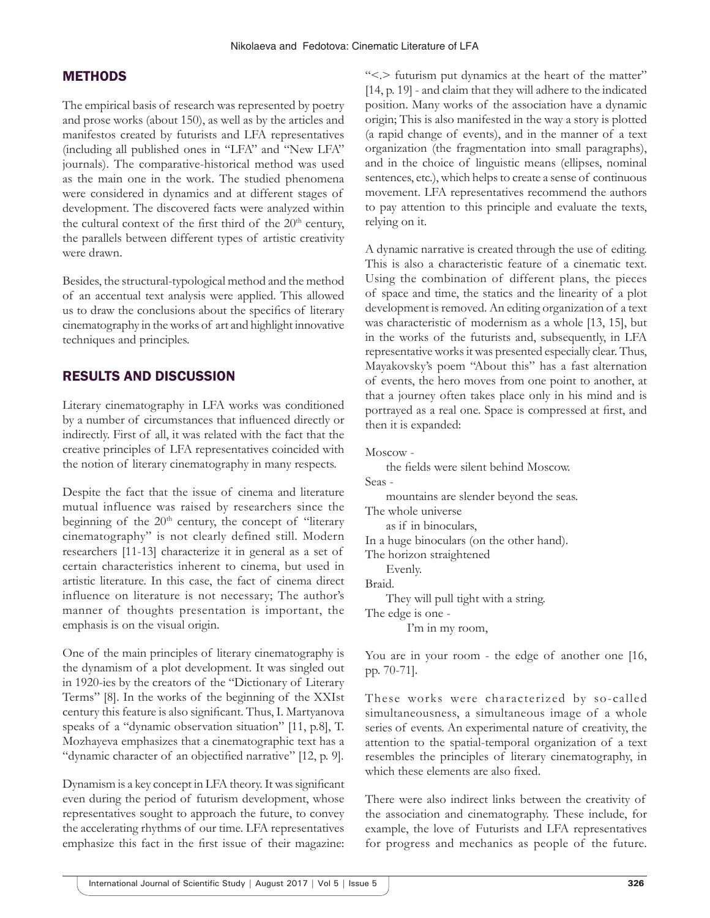## METHODS

The empirical basis of research was represented by poetry and prose works (about 150), as well as by the articles and manifestos created by futurists and LFA representatives (including all published ones in "LFA" and "New LFA" journals). The comparative-historical method was used as the main one in the work. The studied phenomena were considered in dynamics and at different stages of development. The discovered facts were analyzed within the cultural context of the first third of the 20th century, the parallels between different types of artistic creativity were drawn.

Besides, the structural-typological method and the method of an accentual text analysis were applied. This allowed us to draw the conclusions about the specifics of literary cinematography in the works of art and highlight innovative techniques and principles.

## RESULTS AND DISCUSSION

Literary cinematography in LFA works was conditioned by a number of circumstances that influenced directly or indirectly. First of all, it was related with the fact that the creative principles of LFA representatives coincided with the notion of literary cinematography in many respects.

Despite the fact that the issue of cinema and literature mutual influence was raised by researchers since the beginning of the 20th century, the concept of "literary cinematography" is not clearly defined still. Modern researchers [11-13] characterize it in general as a set of certain characteristics inherent to cinema, but used in artistic literature. In this case, the fact of cinema direct influence on literature is not necessary; The author's manner of thoughts presentation is important, the emphasis is on the visual origin.

One of the main principles of literary cinematography is the dynamism of a plot development. It was singled out in 1920-ies by the creators of the "Dictionary of Literary Terms" [8]. In the works of the beginning of the XXIst century this feature is also significant. Thus, I. Martyanova speaks of a "dynamic observation situation" [11, p.8], T. Mozhayeva emphasizes that a cinematographic text has a "dynamic character of an objectified narrative" [12, p. 9].

Dynamism is a key concept in LFA theory. It was significant even during the period of futurism development, whose representatives sought to approach the future, to convey the accelerating rhythms of our time. LFA representatives emphasize this fact in the first issue of their magazine: "<.> futurism put dynamics at the heart of the matter" [14, p. 19] - and claim that they will adhere to the indicated position. Many works of the association have a dynamic origin; This is also manifested in the way a story is plotted (a rapid change of events), and in the manner of a text organization (the fragmentation into small paragraphs), and in the choice of linguistic means (ellipses, nominal sentences, etc.), which helps to create a sense of continuous movement. LFA representatives recommend the authors to pay attention to this principle and evaluate the texts, relying on it.

A dynamic narrative is created through the use of editing. This is also a characteristic feature of a cinematic text. Using the combination of different plans, the pieces of space and time, the statics and the linearity of a plot development is removed. An editing organization of a text was characteristic of modernism as a whole [13, 15], but in the works of the futurists and, subsequently, in LFA representative works it was presented especially clear. Thus, Mayakovsky's poem "About this" has a fast alternation of events, the hero moves from one point to another, at that a journey often takes place only in his mind and is portrayed as a real one. Space is compressed at first, and then it is expanded:

Moscow -
    the fields were silent behind Moscow.
Seas -
    mountains are slender beyond the seas.
The whole universe
    as if in binoculars,
In a huge binoculars (on the other hand).
The horizon straightened
    Evenly.
Braid.
    They will pull tight with a string.
The edge is one -
        I'm in my room,

You are in your room - the edge of another one [16, pp. 70-71].

These works were characterized by so-called simultaneousness, a simultaneous image of a whole series of events. An experimental nature of creativity, the attention to the spatial-temporal organization of a text resembles the principles of literary cinematography, in which these elements are also fixed.

There were also indirect links between the creativity of the association and cinematography. These include, for example, the love of Futurists and LFA representatives for progress and mechanics as people of the future.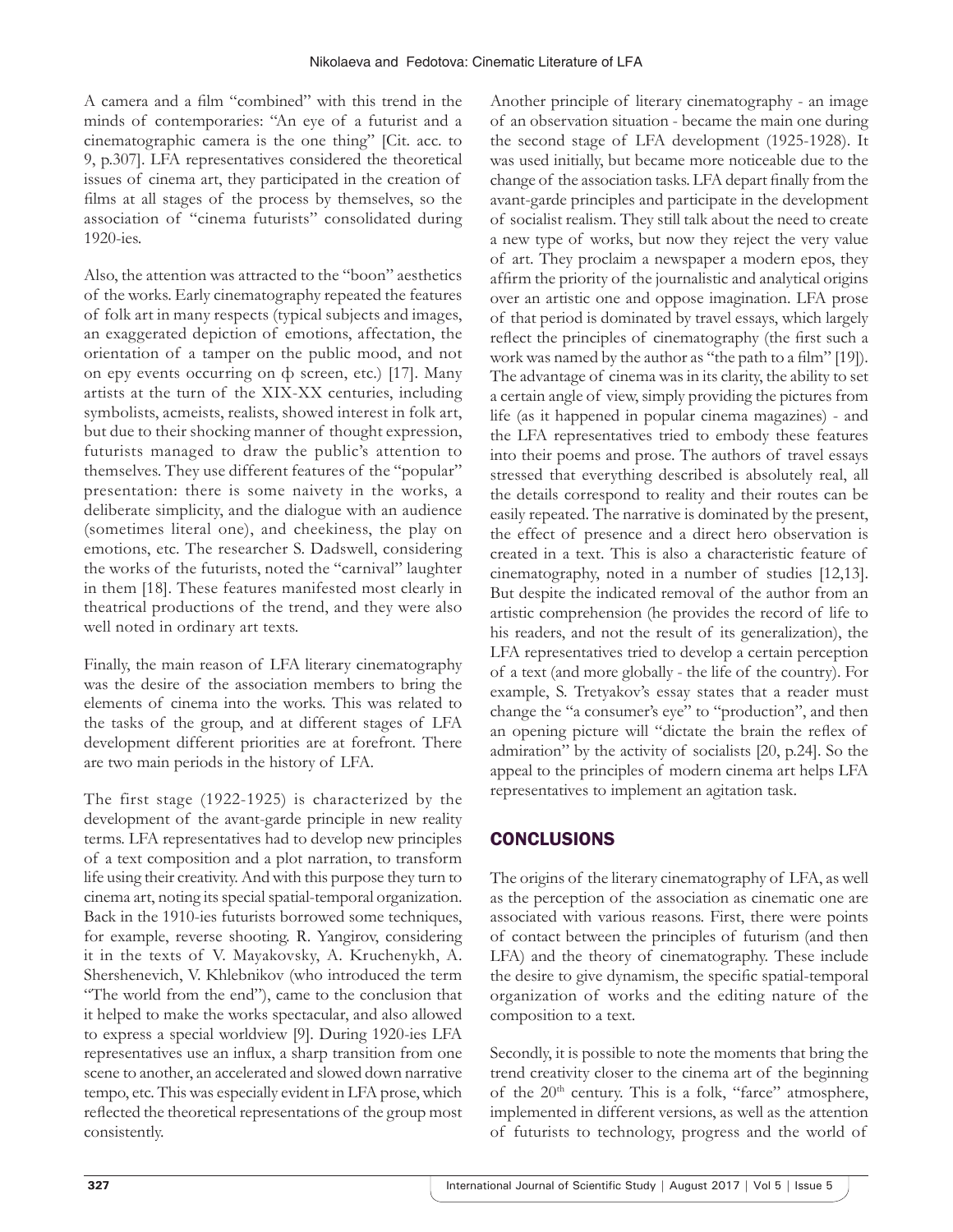A camera and a film "combined" with this trend in the minds of contemporaries: "An eye of a futurist and a cinematographic camera is the one thing" [Cit. acc. to 9, p.307]. LFA representatives considered the theoretical issues of cinema art, they participated in the creation of films at all stages of the process by themselves, so the association of "cinema futurists" consolidated during 1920-ies.

Also, the attention was attracted to the "boon" aesthetics of the works. Early cinematography repeated the features of folk art in many respects (typical subjects and images, an exaggerated depiction of emotions, affectation, the orientation of a tamper on the public mood, and not on epy events occurring on ф screen, etc.) [17]. Many artists at the turn of the XIX-XX centuries, including symbolists, acmeists, realists, showed interest in folk art, but due to their shocking manner of thought expression, futurists managed to draw the public's attention to themselves. They use different features of the "popular" presentation: there is some naivety in the works, a deliberate simplicity, and the dialogue with an audience (sometimes literal one), and cheekiness, the play on emotions, etc. The researcher S. Dadswell, considering the works of the futurists, noted the "carnival" laughter in them [18]. These features manifested most clearly in theatrical productions of the trend, and they were also well noted in ordinary art texts.

Finally, the main reason of LFA literary cinematography was the desire of the association members to bring the elements of cinema into the works. This was related to the tasks of the group, and at different stages of LFA development different priorities are at forefront. There are two main periods in the history of LFA.

The first stage (1922-1925) is characterized by the development of the avant-garde principle in new reality terms. LFA representatives had to develop new principles of a text composition and a plot narration, to transform life using their creativity. And with this purpose they turn to cinema art, noting its special spatial-temporal organization. Back in the 1910-ies futurists borrowed some techniques, for example, reverse shooting. R. Yangirov, considering it in the texts of V. Mayakovsky, A. Kruchenykh, A. Shershenevich, V. Khlebnikov (who introduced the term "The world from the end"), came to the conclusion that it helped to make the works spectacular, and also allowed to express a special worldview [9]. During 1920-ies LFA representatives use an influx, a sharp transition from one scene to another, an accelerated and slowed down narrative tempo, etc. This was especially evident in LFA prose, which reflected the theoretical representations of the group most consistently.

Another principle of literary cinematography - an image of an observation situation - became the main one during the second stage of LFA development (1925-1928). It was used initially, but became more noticeable due to the change of the association tasks. LFA depart finally from the avant-garde principles and participate in the development of socialist realism. They still talk about the need to create a new type of works, but now they reject the very value of art. They proclaim a newspaper a modern epos, they affirm the priority of the journalistic and analytical origins over an artistic one and oppose imagination. LFA prose of that period is dominated by travel essays, which largely reflect the principles of cinematography (the first such a work was named by the author as "the path to a film" [19]). The advantage of cinema was in its clarity, the ability to set a certain angle of view, simply providing the pictures from life (as it happened in popular cinema magazines) - and the LFA representatives tried to embody these features into their poems and prose. The authors of travel essays stressed that everything described is absolutely real, all the details correspond to reality and their routes can be easily repeated. The narrative is dominated by the present, the effect of presence and a direct hero observation is created in a text. This is also a characteristic feature of cinematography, noted in a number of studies [12,13]. But despite the indicated removal of the author from an artistic comprehension (he provides the record of life to his readers, and not the result of its generalization), the LFA representatives tried to develop a certain perception of a text (and more globally - the life of the country). For example, S. Tretyakov's essay states that a reader must change the "a consumer's eye" to "production", and then an opening picture will "dictate the brain the reflex of admiration" by the activity of socialists [20, p.24]. So the appeal to the principles of modern cinema art helps LFA representatives to implement an agitation task.

## CONCLUSIONS

The origins of the literary cinematography of LFA, as well as the perception of the association as cinematic one are associated with various reasons. First, there were points of contact between the principles of futurism (and then LFA) and the theory of cinematography. These include the desire to give dynamism, the specific spatial-temporal organization of works and the editing nature of the composition to a text.

Secondly, it is possible to note the moments that bring the trend creativity closer to the cinema art of the beginning of the 20th century. This is a folk, "farce" atmosphere, implemented in different versions, as well as the attention of futurists to technology, progress and the world of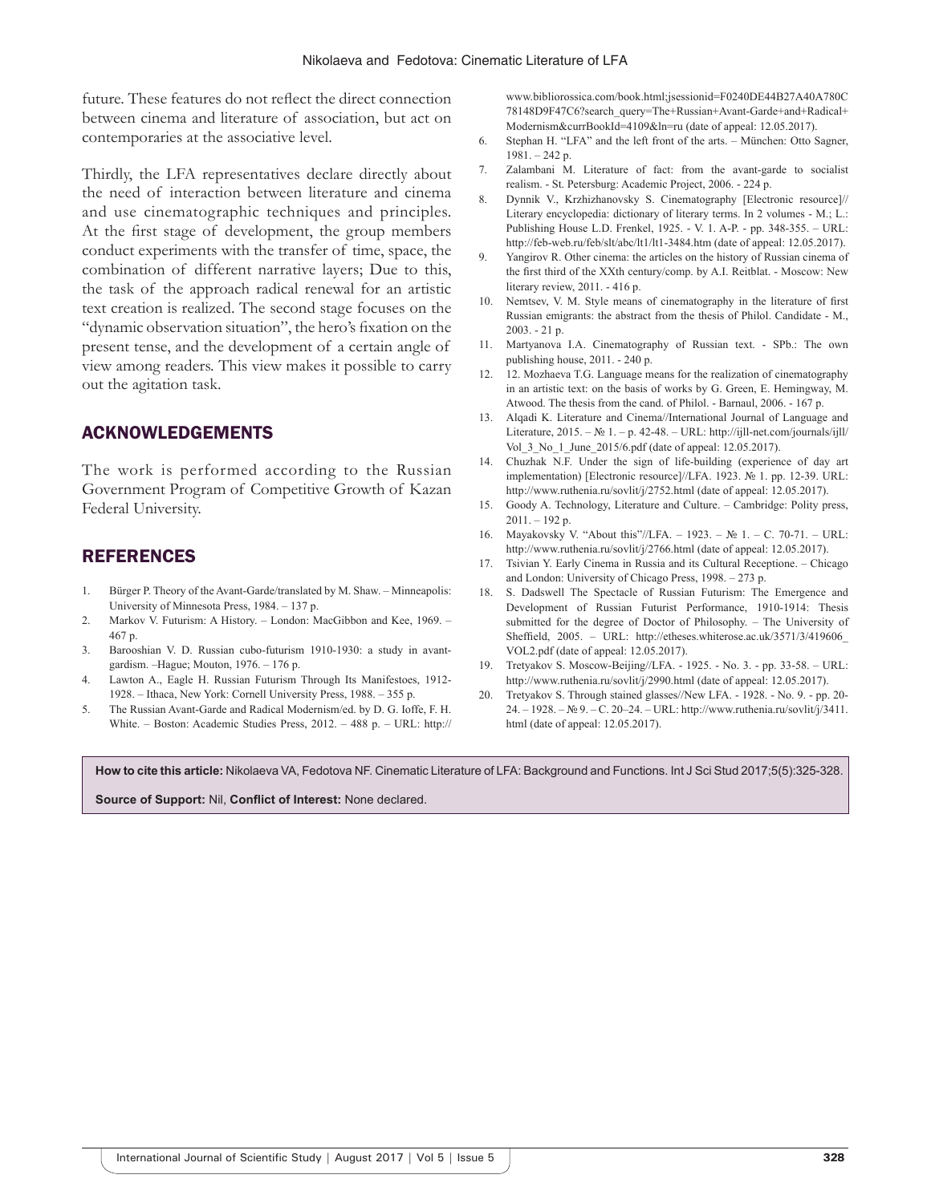future. These features do not reflect the direct connection between cinema and literature of association, but act on contemporaries at the associative level.

Thirdly, the LFA representatives declare directly about the need of interaction between literature and cinema and use cinematographic techniques and principles. At the first stage of development, the group members conduct experiments with the transfer of time, space, the combination of different narrative layers; Due to this, the task of the approach radical renewal for an artistic text creation is realized. The second stage focuses on the "dynamic observation situation", the hero's fixation on the present tense, and the development of a certain angle of view among readers. This view makes it possible to carry out the agitation task.

## ACKNOWLEDGEMENTS

The work is performed according to the Russian Government Program of Competitive Growth of Kazan Federal University.

## REFERENCES

1. Bürger P. Theory of the Avant-Garde/translated by M. Shaw. – Minneapolis: University of Minnesota Press, 1984. – 137 p.
2. Markov V. Futurism: A History. – London: MacGibbon and Kee, 1969. – 467 p.
3. Barooshian V. D. Russian cubo-futurism 1910-1930: a study in avant-gardism. –Hague; Mouton, 1976. – 176 p.
4. Lawton A., Eagle H. Russian Futurism Through Its Manifestoes, 1912-1928. – Ithaca, New York: Cornell University Press, 1988. – 355 p.
5. The Russian Avant-Garde and Radical Modernism/ed. by D. G. Ioffe, F. H. White. – Boston: Academic Studies Press, 2012. – 488 p. – URL: http://www.bibliorossica.com/book.html;jsessionid=F0240DE44B27A40A780C78148D9F47C6?search_query=The+Russian+Avant-Garde+and+Radical+Modernism&currBookId=4109&ln=ru (date of appeal: 12.05.2017).
6. Stephan H. "LFA" and the left front of the arts. – München: Otto Sagner, 1981. – 242 p.
7. Zalambani M. Literature of fact: from the avant-garde to socialist realism. - St. Petersburg: Academic Project, 2006. - 224 p.
8. Dynnik V., Krzhizhanovsky S. Cinematography [Electronic resource]// Literary encyclopedia: dictionary of literary terms. In 2 volumes - M.; L.: Publishing House L.D. Frenkel, 1925. - V. 1. A-P. - pp. 348-355. – URL: http://feb-web.ru/feb/slt/abc/lt1/lt1-3484.htm (date of appeal: 12.05.2017).
9. Yangirov R. Other cinema: the articles on the history of Russian cinema of the first third of the XXth century/comp. by A.I. Reitblat. - Moscow: New literary review, 2011. - 416 p.
10. Nemtsev, V. M. Style means of cinematography in the literature of first Russian emigrants: the abstract from the thesis of Philol. Candidate - M., 2003. - 21 p.
11. Martyanova I.A. Cinematography of Russian text. - SPb.: The own publishing house, 2011. - 240 p.
12. 12. Mozhaeva T.G. Language means for the realization of cinematography in an artistic text: on the basis of works by G. Green, E. Hemingway, M. Atwood. The thesis from the cand. of Philol. - Barnaul, 2006. - 167 p.
13. Alqadi K. Literature and Cinema//International Journal of Language and Literature, 2015. – № 1. – p. 42-48. – URL: http://ijll-net.com/journals/ijll/Vol_3_No_1_June_2015/6.pdf (date of appeal: 12.05.2017).
14. Chuzhak N.F. Under the sign of life-building (experience of day art implementation) [Electronic resource]//LFA. 1923. № 1. pp. 12-39. URL: http://www.ruthenia.ru/sovlit/j/2752.html (date of appeal: 12.05.2017).
15. Goody A. Technology, Literature and Culture. – Cambridge: Polity press, 2011. – 192 p.
16. Mayakovsky V. "About this"//LFA. – 1923. – № 1. – C. 70-71. – URL: http://www.ruthenia.ru/sovlit/j/2766.html (date of appeal: 12.05.2017).
17. Tsivian Y. Early Cinema in Russia and its Cultural Receptione. – Chicago and London: University of Chicago Press, 1998. – 273 p.
18. S. Dadswell The Spectacle of Russian Futurism: The Emergence and Development of Russian Futurist Performance, 1910-1914: Thesis submitted for the degree of Doctor of Philosophy. – The University of Sheffield, 2005. – URL: http://etheses.whiterose.ac.uk/3571/3/419606_VOL2.pdf (date of appeal: 12.05.2017).
19. Tretyakov S. Moscow-Beijing//LFA. - 1925. - No. 3. - pp. 33-58. – URL: http://www.ruthenia.ru/sovlit/j/2990.html (date of appeal: 12.05.2017).
20. Tretyakov S. Through stained glasses//New LFA. - 1928. - No. 9. - pp. 20-24. – 1928. – № 9. – C. 20–24. – URL: http://www.ruthenia.ru/sovlit/j/3411.html (date of appeal: 12.05.2017).

**How to cite this article:** Nikolaeva VA, Fedotova NF. Cinematic Literature of LFA: Background and Functions. Int J Sci Stud 2017;5(5):325-328.

**Source of Support:** Nil, **Conflict of Interest:** None declared.